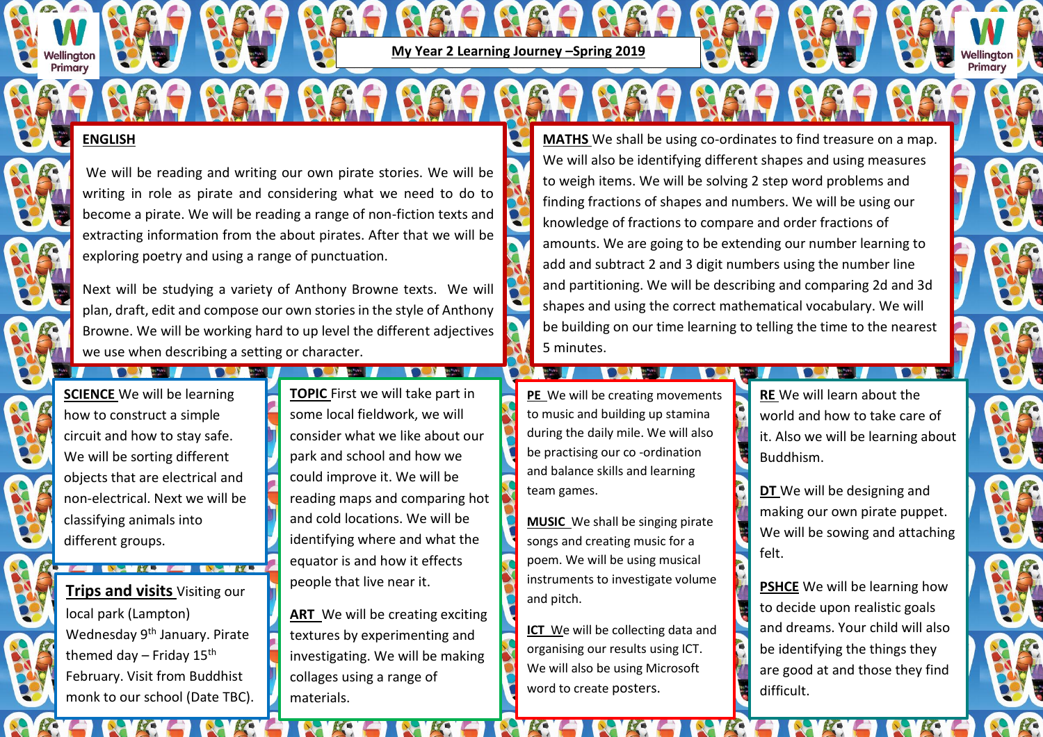# My Year 2 Learning Journey –Spring 2019

## ENGLISH

We will be reading and writing our own pirate stories. We will be writing in role as pirate and considering what we need to do to become a pirate. We will be reading a range of non-fiction texts and extracting information from the about pirates. After that we will be exploring poetry and using a range of punctuation.

Next will be studying a variety of Anthony Browne texts. We will plan, draft, edit and compose our own stories in the style of Anthony Browne. We will be working hard to up level the different adjectives we use when describing a setting or character.

**MATHS** We shall be using co-ordinates to find treasure on a map. We will also be identifying different shapes and using measures to weigh items. We will be solving 2 step word problems and finding fractions of shapes and numbers. We will be using our knowledge of fractions to compare and order fractions of amounts. We are going to be extending our number learning to add and subtract 2 and 3 digit numbers using the number line and partitioning. We will be describing and comparing 2d and 3d shapes and using the correct mathematical vocabulary. We will be building on our time learning to telling the time to the nearest 5 minutes.

**SCIENCE** We will be learning how to construct a simple circuit and how to stay safe. We will be sorting different objects that are electrical and non-electrical. Next we will be classifying animals into different groups.

**Trips and visits** Visiting our local park (Lampton) Wednesday 9th January. Pirate themed day – Friday 15th February. Visit from Buddhist monk to our school (Date TBC).

**TOPIC** First we will take part in some local fieldwork, we will consider what we like about our park and school and how we could improve it. We will be reading maps and comparing hot and cold locations. We will be identifying where and what the equator is and how it effects people that live near it.

**ART** We will be creating exciting textures by experimenting and investigating. We will be making collages using a range of materials.

**PE** We will be creating movements to music and building up stamina during the daily mile. We will also be practising our co -ordination and balance skills and learning team games.

**MUSIC** We shall be singing pirate songs and creating music for a poem. We will be using musical instruments to investigate volume and pitch.

**ICT** We will be collecting data and organising our results using ICT. We will also be using Microsoft word to create posters.

**RE** We will learn about the world and how to take care of it. Also we will be learning about Buddhism.

**DT** We will be designing and making our own pirate puppet. We will be sowing and attaching felt.

**PSHCE** We will be learning how to decide upon realistic goals and dreams. Your child will also be identifying the things they are good at and those they find difficult.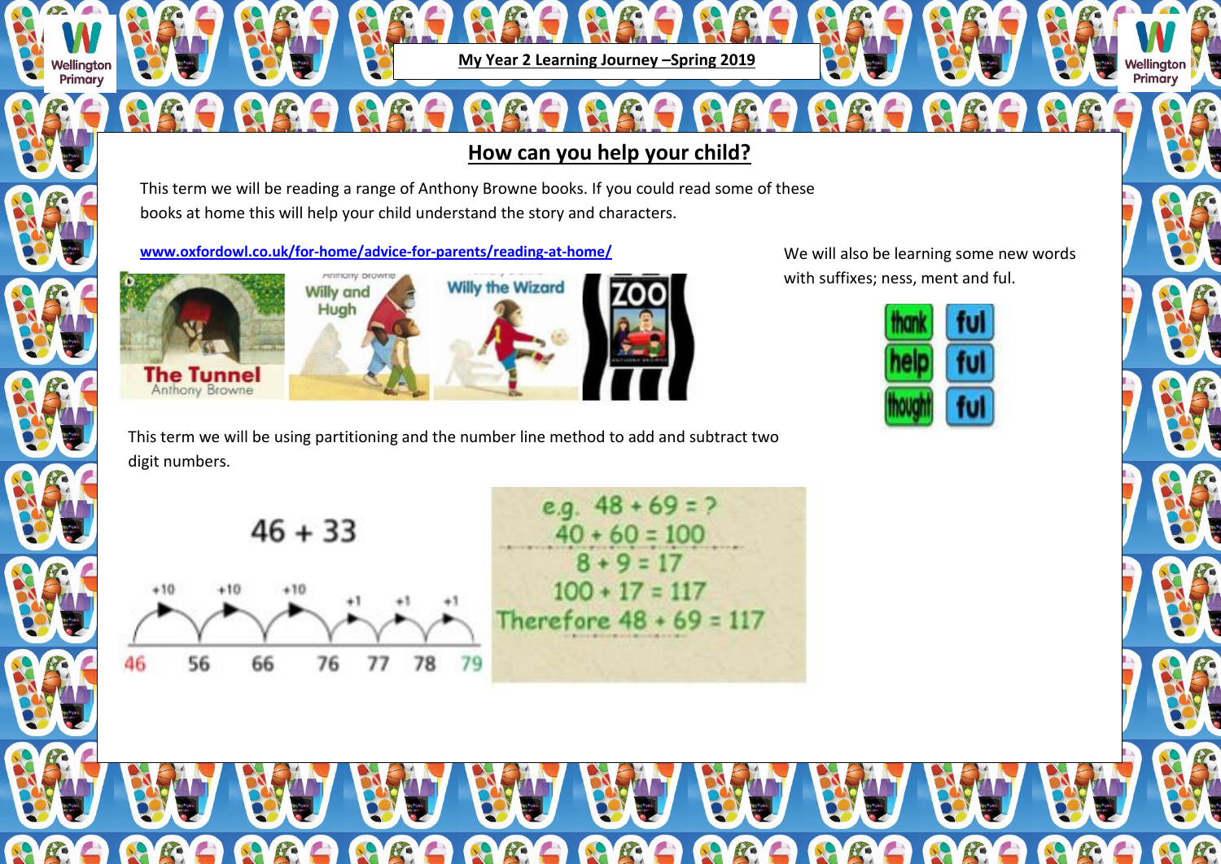## My Year 2 Learning Journey –Spring 2019

## How can you help your child?

This term we will be reading a range of Anthony Browne books. If you could read some of these books at home this will help your child understand the story and characters.

www.oxfordowl.co.uk/for-home/advice-for-parents/reading-at-home/

We will also be learning some new words with suffixes; ness, ment and ful.

This term we will be using partitioning and the number line method to add and subtract two digit numbers.

46 + 33

+10 +10 +10 +1 +1 +1

46 56 66 76 77 78 79

e.g. 48 + 69 = ?

40 + 60 = 100

8 + 9 = 17

100 + 17 = 117

Therefore 48 + 69 = 117